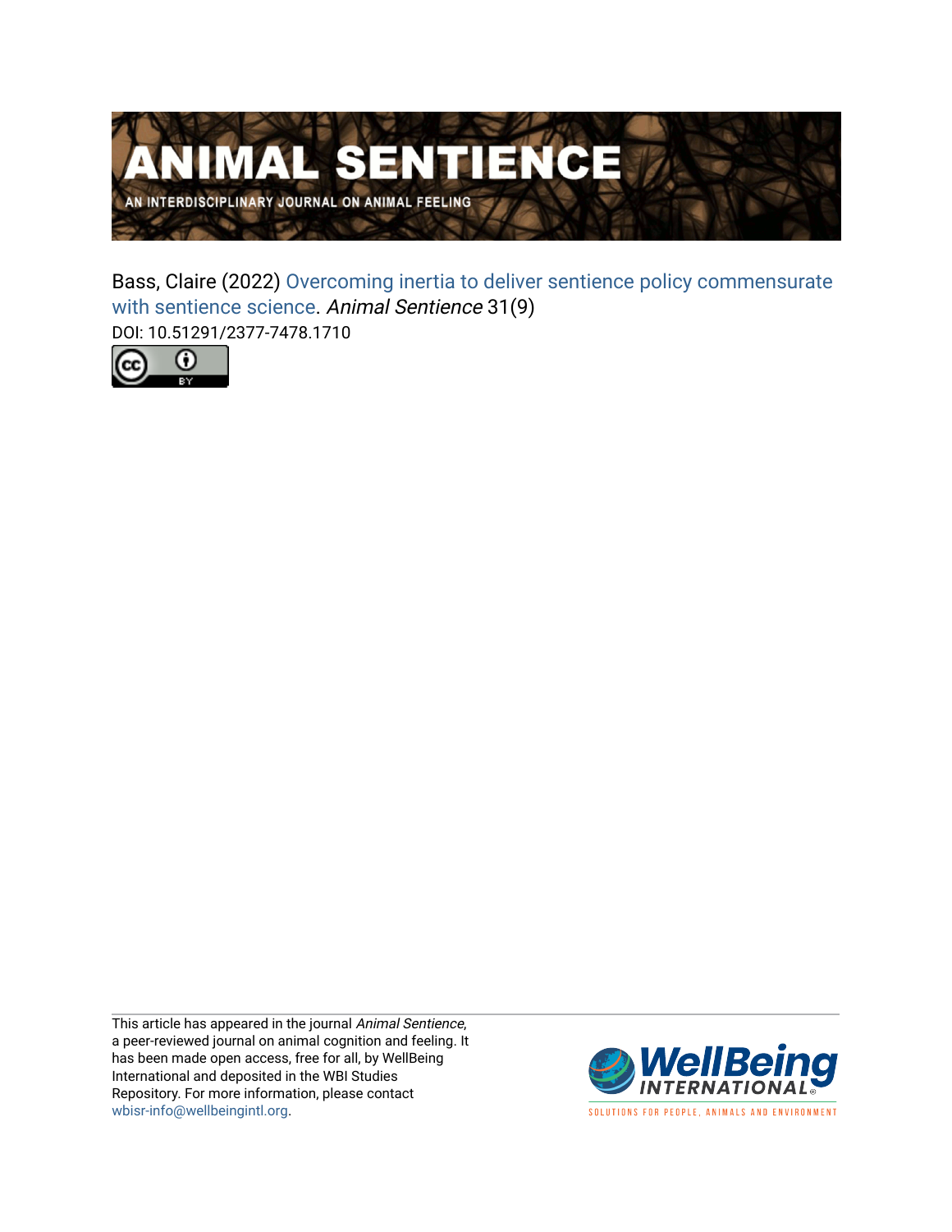# ANIMAL SENTIENCE

AN INTERDISCIPLINARY JOURNAL ON ANIMAL FEELING

Bass, Claire (2022) Overcoming inertia to deliver sentience policy commensurate with sentience science. *Animal Sentience* 31(9)

DOI: 10.51291/2377-7478.1710

This article has appeared in the journal *Animal Sentience*, a peer-reviewed journal on animal cognition and feeling. It has been made open access, free for all, by WellBeing International and deposited in the WBI Studies Repository. For more information, please contact wbisr-info@wellbeingintl.org.

WellBeing INTERNATIONAL

SOLUTIONS FOR PEOPLE, ANIMALS AND ENVIRONMENT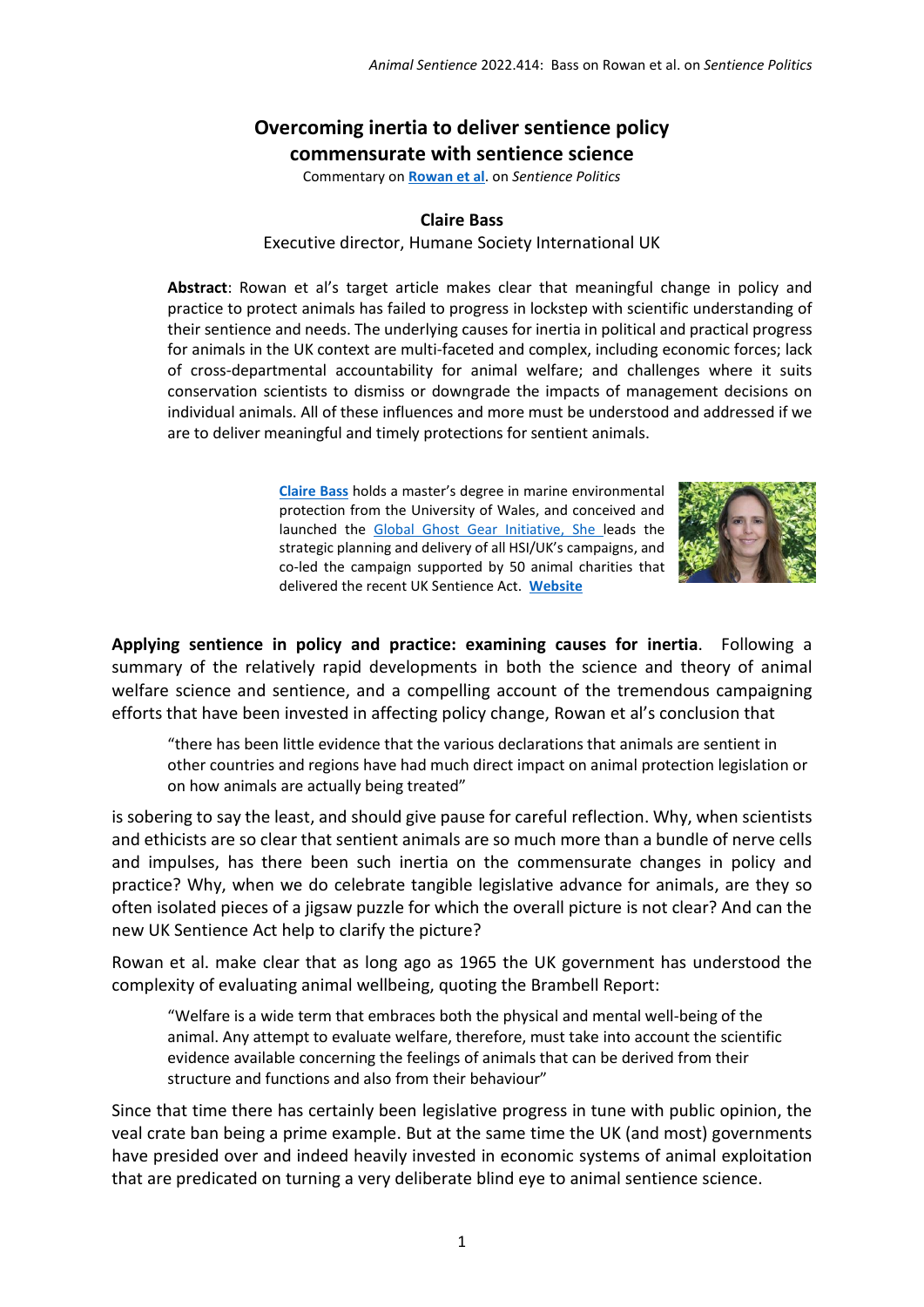# Overcoming inertia to deliver sentience policy commensurate with sentience science

Commentary on [Rowan et al](#). on *Sentience Politics*

**Claire Bass**

Executive director, Humane Society International UK

**Abstract**: Rowan et al's target article makes clear that meaningful change in policy and practice to protect animals has failed to progress in lockstep with scientific understanding of their sentience and needs. The underlying causes for inertia in political and practical progress for animals in the UK context are multi-faceted and complex, including economic forces; lack of cross-departmental accountability for animal welfare; and challenges where it suits conservation scientists to dismiss or downgrade the impacts of management decisions on individual animals. All of these influences and more must be understood and addressed if we are to deliver meaningful and timely protections for sentient animals.

**Claire Bass** holds a master's degree in marine environmental protection from the University of Wales, and conceived and launched the Global Ghost Gear Initiative. She leads the strategic planning and delivery of all HSI/UK's campaigns, and co-led the campaign supported by 50 animal charities that delivered the recent UK Sentience Act. **Website**

**Applying sentience in policy and practice: examining causes for inertia**. Following a summary of the relatively rapid developments in both the science and theory of animal welfare science and sentience, and a compelling account of the tremendous campaigning efforts that have been invested in affecting policy change, Rowan et al's conclusion that

> "there has been little evidence that the various declarations that animals are sentient in other countries and regions have had much direct impact on animal protection legislation or on how animals are actually being treated"

is sobering to say the least, and should give pause for careful reflection. Why, when scientists and ethicists are so clear that sentient animals are so much more than a bundle of nerve cells and impulses, has there been such inertia on the commensurate changes in policy and practice? Why, when we do celebrate tangible legislative advance for animals, are they so often isolated pieces of a jigsaw puzzle for which the overall picture is not clear? And can the new UK Sentience Act help to clarify the picture?

Rowan et al. make clear that as long ago as 1965 the UK government has understood the complexity of evaluating animal wellbeing, quoting the Brambell Report:

> "Welfare is a wide term that embraces both the physical and mental well-being of the animal. Any attempt to evaluate welfare, therefore, must take into account the scientific evidence available concerning the feelings of animals that can be derived from their structure and functions and also from their behaviour"

Since that time there has certainly been legislative progress in tune with public opinion, the veal crate ban being a prime example. But at the same time the UK (and most) governments have presided over and indeed heavily invested in economic systems of animal exploitation that are predicated on turning a very deliberate blind eye to animal sentience science.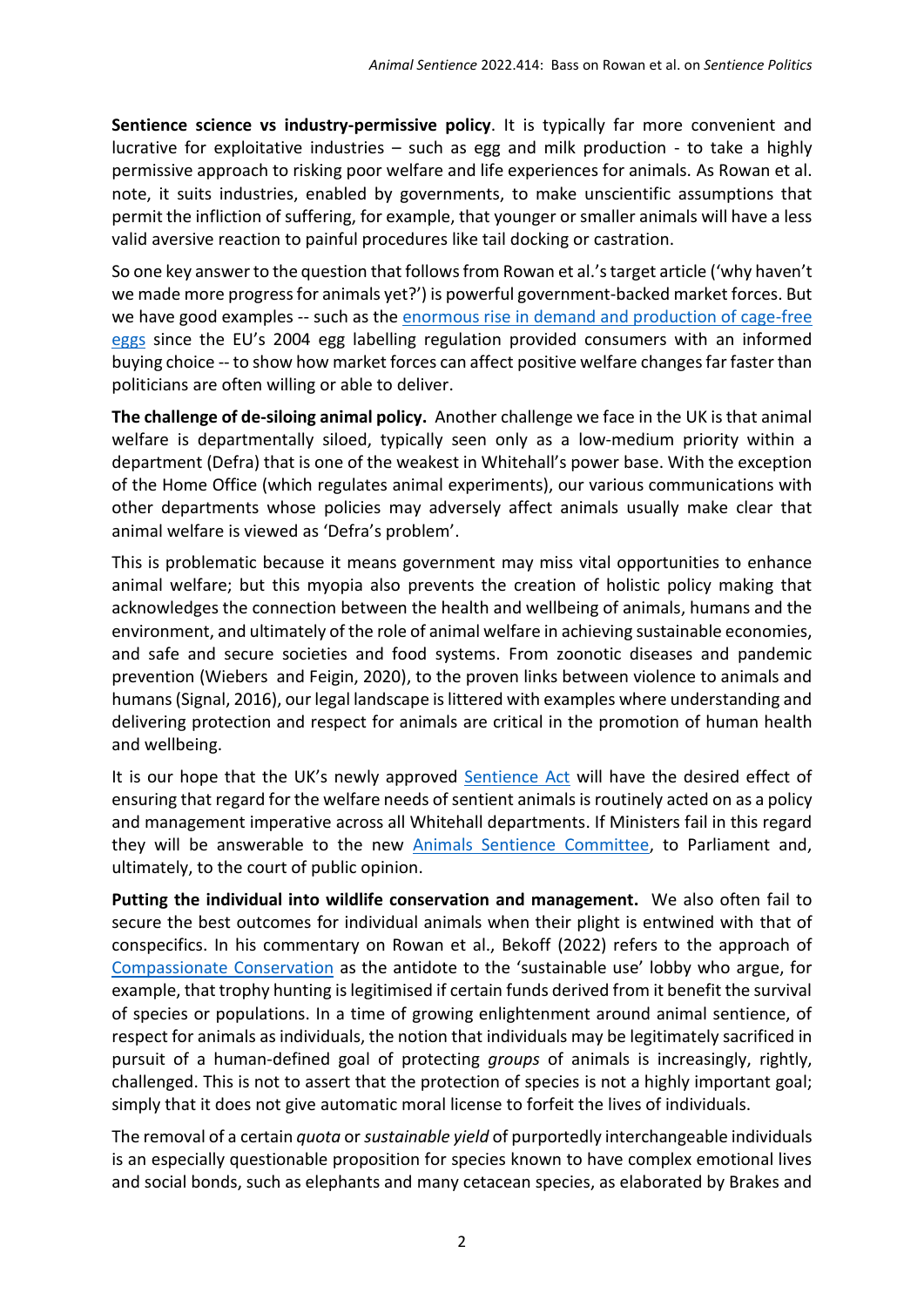**Sentience science vs industry-permissive policy**. It is typically far more convenient and lucrative for exploitative industries – such as egg and milk production - to take a highly permissive approach to risking poor welfare and life experiences for animals. As Rowan et al. note, it suits industries, enabled by governments, to make unscientific assumptions that permit the infliction of suffering, for example, that younger or smaller animals will have a less valid aversive reaction to painful procedures like tail docking or castration.

So one key answer to the question that follows from Rowan et al.'s target article ('why haven't we made more progress for animals yet?') is powerful government-backed market forces. But we have good examples -- such as the enormous rise in demand and production of cage-free eggs since the EU's 2004 egg labelling regulation provided consumers with an informed buying choice -- to show how market forces can affect positive welfare changes far faster than politicians are often willing or able to deliver.

**The challenge of de-siloing animal policy.** Another challenge we face in the UK is that animal welfare is departmentally siloed, typically seen only as a low-medium priority within a department (Defra) that is one of the weakest in Whitehall's power base. With the exception of the Home Office (which regulates animal experiments), our various communications with other departments whose policies may adversely affect animals usually make clear that animal welfare is viewed as 'Defra's problem'.

This is problematic because it means government may miss vital opportunities to enhance animal welfare; but this myopia also prevents the creation of holistic policy making that acknowledges the connection between the health and wellbeing of animals, humans and the environment, and ultimately of the role of animal welfare in achieving sustainable economies, and safe and secure societies and food systems. From zoonotic diseases and pandemic prevention (Wiebers and Feigin, 2020), to the proven links between violence to animals and humans (Signal, 2016), our legal landscape is littered with examples where understanding and delivering protection and respect for animals are critical in the promotion of human health and wellbeing.

It is our hope that the UK's newly approved Sentience Act will have the desired effect of ensuring that regard for the welfare needs of sentient animals is routinely acted on as a policy and management imperative across all Whitehall departments. If Ministers fail in this regard they will be answerable to the new Animals Sentience Committee, to Parliament and, ultimately, to the court of public opinion.

**Putting the individual into wildlife conservation and management.** We also often fail to secure the best outcomes for individual animals when their plight is entwined with that of conspecifics. In his commentary on Rowan et al., Bekoff (2022) refers to the approach of Compassionate Conservation as the antidote to the 'sustainable use' lobby who argue, for example, that trophy hunting is legitimised if certain funds derived from it benefit the survival of species or populations. In a time of growing enlightenment around animal sentience, of respect for animals as individuals, the notion that individuals may be legitimately sacrificed in pursuit of a human-defined goal of protecting *groups* of animals is increasingly, rightly, challenged. This is not to assert that the protection of species is not a highly important goal; simply that it does not give automatic moral license to forfeit the lives of individuals.

The removal of a certain *quota* or *sustainable yield* of purportedly interchangeable individuals is an especially questionable proposition for species known to have complex emotional lives and social bonds, such as elephants and many cetacean species, as elaborated by Brakes and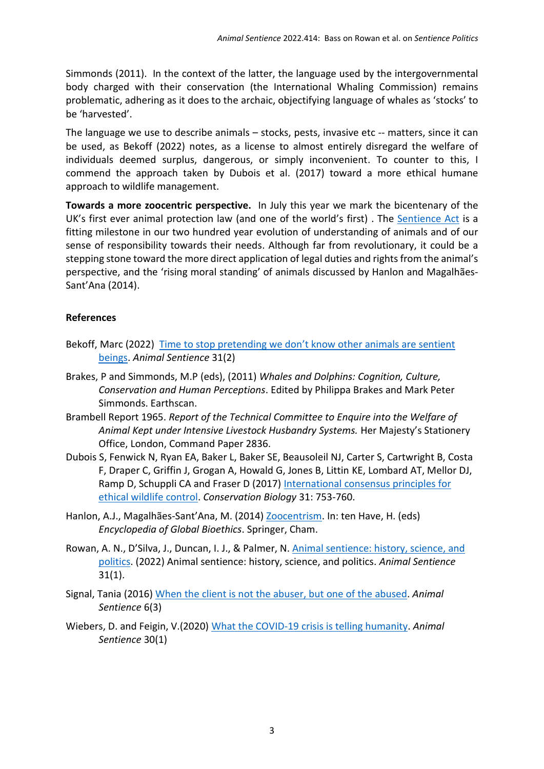Simmonds (2011). In the context of the latter, the language used by the intergovernmental body charged with their conservation (the International Whaling Commission) remains problematic, adhering as it does to the archaic, objectifying language of whales as 'stocks' to be 'harvested'.

The language we use to describe animals – stocks, pests, invasive etc -- matters, since it can be used, as Bekoff (2022) notes, as a license to almost entirely disregard the welfare of individuals deemed surplus, dangerous, or simply inconvenient. To counter to this, I commend the approach taken by Dubois et al. (2017) toward a more ethical humane approach to wildlife management.

**Towards a more zoocentric perspective.** In July this year we mark the bicentenary of the UK's first ever animal protection law (and one of the world's first) . The Sentience Act is a fitting milestone in our two hundred year evolution of understanding of animals and of our sense of responsibility towards their needs. Although far from revolutionary, it could be a stepping stone toward the more direct application of legal duties and rights from the animal's perspective, and the 'rising moral standing' of animals discussed by Hanlon and Magalhães-Sant'Ana (2014).

## References

Bekoff, Marc (2022) Time to stop pretending we don't know other animals are sentient beings. *Animal Sentience* 31(2)

Brakes, P and Simmonds, M.P (eds), (2011) *Whales and Dolphins: Cognition, Culture, Conservation and Human Perceptions*. Edited by Philippa Brakes and Mark Peter Simmonds. Earthscan.

Brambell Report 1965. *Report of the Technical Committee to Enquire into the Welfare of Animal Kept under Intensive Livestock Husbandry Systems.* Her Majesty's Stationery Office, London, Command Paper 2836.

Dubois S, Fenwick N, Ryan EA, Baker L, Baker SE, Beausoleil NJ, Carter S, Cartwright B, Costa F, Draper C, Griffin J, Grogan A, Howald G, Jones B, Littin KE, Lombard AT, Mellor DJ, Ramp D, Schuppli CA and Fraser D (2017) International consensus principles for ethical wildlife control. *Conservation Biology* 31: 753-760.

Hanlon, A.J., Magalhães-Sant'Ana, M. (2014) Zoocentrism. In: ten Have, H. (eds) *Encyclopedia of Global Bioethics*. Springer, Cham.

Rowan, A. N., D'Silva, J., Duncan, I. J., & Palmer, N. Animal sentience: history, science, and politics. (2022) Animal sentience: history, science, and politics. *Animal Sentience* 31(1).

Signal, Tania (2016) When the client is not the abuser, but one of the abused. *Animal Sentience* 6(3)

Wiebers, D. and Feigin, V.(2020) What the COVID-19 crisis is telling humanity. *Animal Sentience* 30(1)